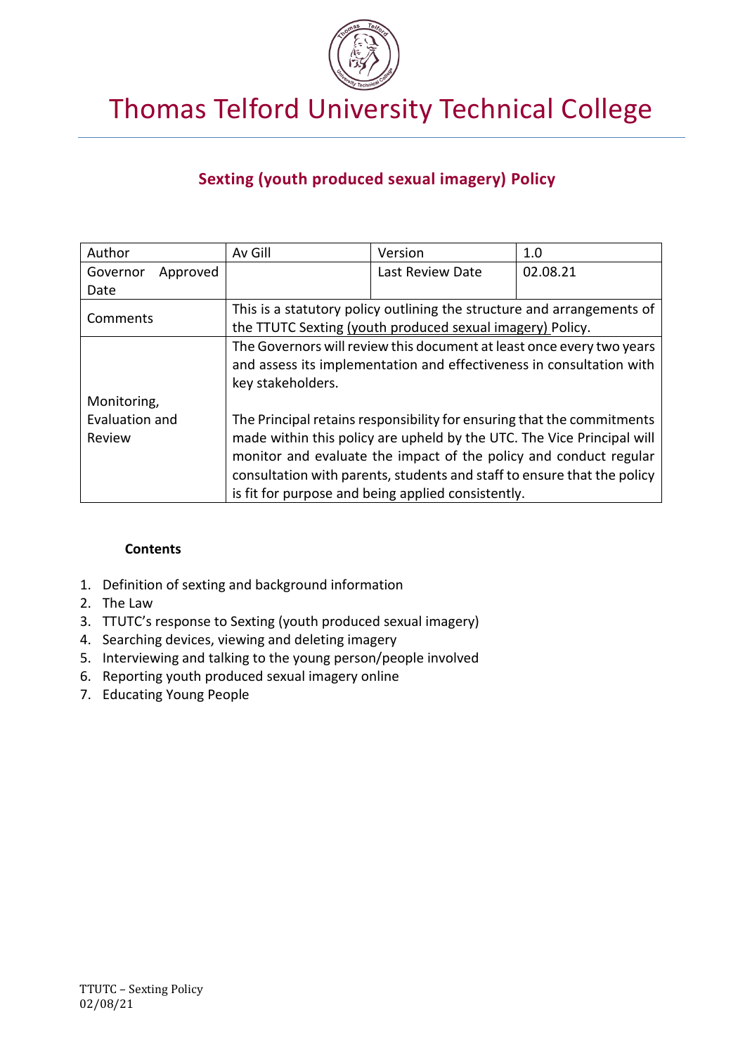# Thomas Telford University Technical College

## Sexting (youth produced sexual imagery) Policy

| Author | Av Gill | Version | 1.0 |
|---|---|---|---|
| Governor Approved Date | | Last Review Date | 02.08.21 |
| Comments | This is a statutory policy outlining the structure and arrangements of the TTUTC Sexting (youth produced sexual imagery) Policy. | | |
| Monitoring, Evaluation and Review | The Governors will review this document at least once every two years and assess its implementation and effectiveness in consultation with key stakeholders.<br><br>The Principal retains responsibility for ensuring that the commitments made within this policy are upheld by the UTC. The Vice Principal will monitor and evaluate the impact of the policy and conduct regular consultation with parents, students and staff to ensure that the policy is fit for purpose and being applied consistently. | | |

**Contents**

1. Definition of sexting and background information
2. The Law
3. TTUTC's response to Sexting (youth produced sexual imagery)
4. Searching devices, viewing and deleting imagery
5. Interviewing and talking to the young person/people involved
6. Reporting youth produced sexual imagery online
7. Educating Young People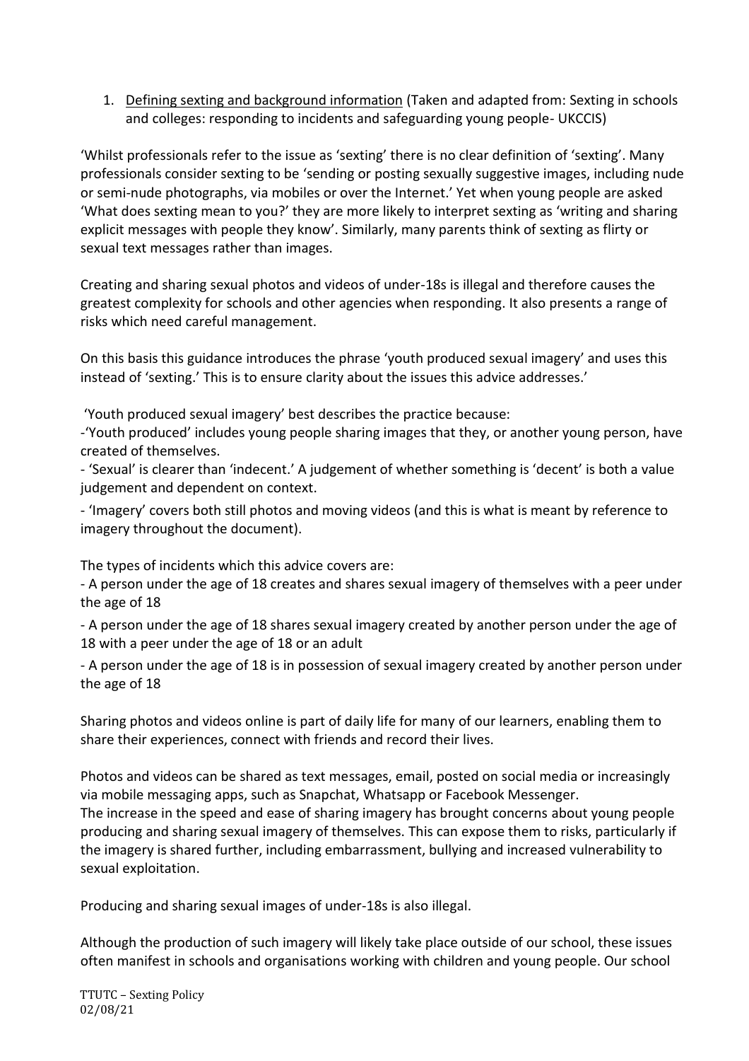1. Defining sexting and background information (Taken and adapted from: Sexting in schools and colleges: responding to incidents and safeguarding young people- UKCCIS)

'Whilst professionals refer to the issue as 'sexting' there is no clear definition of 'sexting'. Many professionals consider sexting to be 'sending or posting sexually suggestive images, including nude or semi-nude photographs, via mobiles or over the Internet.' Yet when young people are asked 'What does sexting mean to you?' they are more likely to interpret sexting as 'writing and sharing explicit messages with people they know'. Similarly, many parents think of sexting as flirty or sexual text messages rather than images.

Creating and sharing sexual photos and videos of under-18s is illegal and therefore causes the greatest complexity for schools and other agencies when responding. It also presents a range of risks which need careful management.

On this basis this guidance introduces the phrase 'youth produced sexual imagery' and uses this instead of 'sexting.' This is to ensure clarity about the issues this advice addresses.'

'Youth produced sexual imagery' best describes the practice because:

-'Youth produced' includes young people sharing images that they, or another young person, have created of themselves.

- 'Sexual' is clearer than 'indecent.' A judgement of whether something is 'decent' is both a value judgement and dependent on context.

- 'Imagery' covers both still photos and moving videos (and this is what is meant by reference to imagery throughout the document).

The types of incidents which this advice covers are:

- A person under the age of 18 creates and shares sexual imagery of themselves with a peer under the age of 18

- A person under the age of 18 shares sexual imagery created by another person under the age of 18 with a peer under the age of 18 or an adult

- A person under the age of 18 is in possession of sexual imagery created by another person under the age of 18

Sharing photos and videos online is part of daily life for many of our learners, enabling them to share their experiences, connect with friends and record their lives.

Photos and videos can be shared as text messages, email, posted on social media or increasingly via mobile messaging apps, such as Snapchat, Whatsapp or Facebook Messenger.
The increase in the speed and ease of sharing imagery has brought concerns about young people producing and sharing sexual imagery of themselves. This can expose them to risks, particularly if the imagery is shared further, including embarrassment, bullying and increased vulnerability to sexual exploitation.

Producing and sharing sexual images of under-18s is also illegal.

Although the production of such imagery will likely take place outside of our school, these issues often manifest in schools and organisations working with children and young people. Our school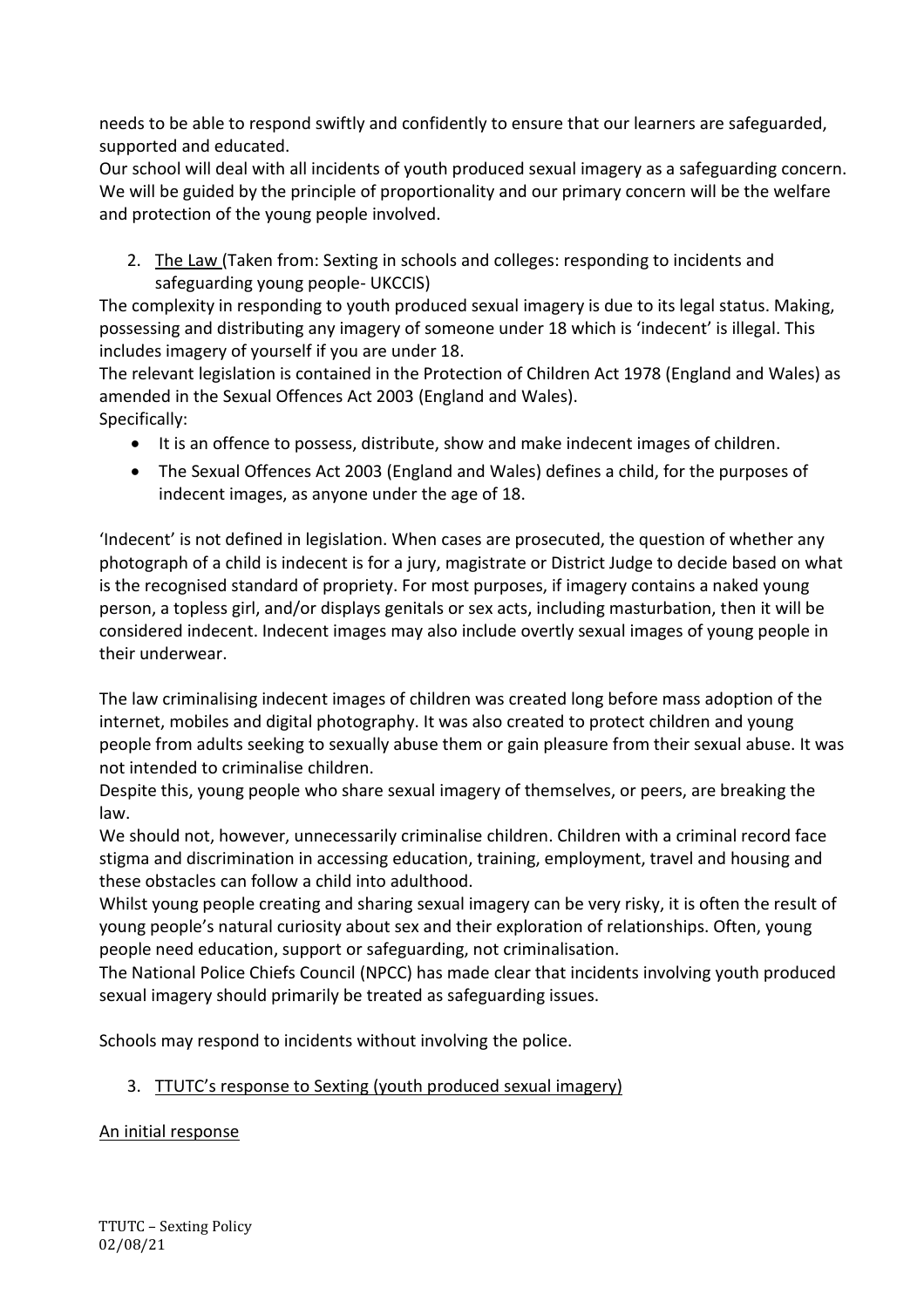needs to be able to respond swiftly and confidently to ensure that our learners are safeguarded, supported and educated.

Our school will deal with all incidents of youth produced sexual imagery as a safeguarding concern. We will be guided by the principle of proportionality and our primary concern will be the welfare and protection of the young people involved.

2. The Law (Taken from: Sexting in schools and colleges: responding to incidents and safeguarding young people- UKCCIS)

The complexity in responding to youth produced sexual imagery is due to its legal status. Making, possessing and distributing any imagery of someone under 18 which is 'indecent' is illegal. This includes imagery of yourself if you are under 18.

The relevant legislation is contained in the Protection of Children Act 1978 (England and Wales) as amended in the Sexual Offences Act 2003 (England and Wales).

Specifically:

- It is an offence to possess, distribute, show and make indecent images of children.
- The Sexual Offences Act 2003 (England and Wales) defines a child, for the purposes of indecent images, as anyone under the age of 18.

'Indecent' is not defined in legislation. When cases are prosecuted, the question of whether any photograph of a child is indecent is for a jury, magistrate or District Judge to decide based on what is the recognised standard of propriety. For most purposes, if imagery contains a naked young person, a topless girl, and/or displays genitals or sex acts, including masturbation, then it will be considered indecent. Indecent images may also include overtly sexual images of young people in their underwear.

The law criminalising indecent images of children was created long before mass adoption of the internet, mobiles and digital photography. It was also created to protect children and young people from adults seeking to sexually abuse them or gain pleasure from their sexual abuse. It was not intended to criminalise children.

Despite this, young people who share sexual imagery of themselves, or peers, are breaking the law.

We should not, however, unnecessarily criminalise children. Children with a criminal record face stigma and discrimination in accessing education, training, employment, travel and housing and these obstacles can follow a child into adulthood.

Whilst young people creating and sharing sexual imagery can be very risky, it is often the result of young people's natural curiosity about sex and their exploration of relationships. Often, young people need education, support or safeguarding, not criminalisation.

The National Police Chiefs Council (NPCC) has made clear that incidents involving youth produced sexual imagery should primarily be treated as safeguarding issues.

Schools may respond to incidents without involving the police.

3. TTUTC's response to Sexting (youth produced sexual imagery)

An initial response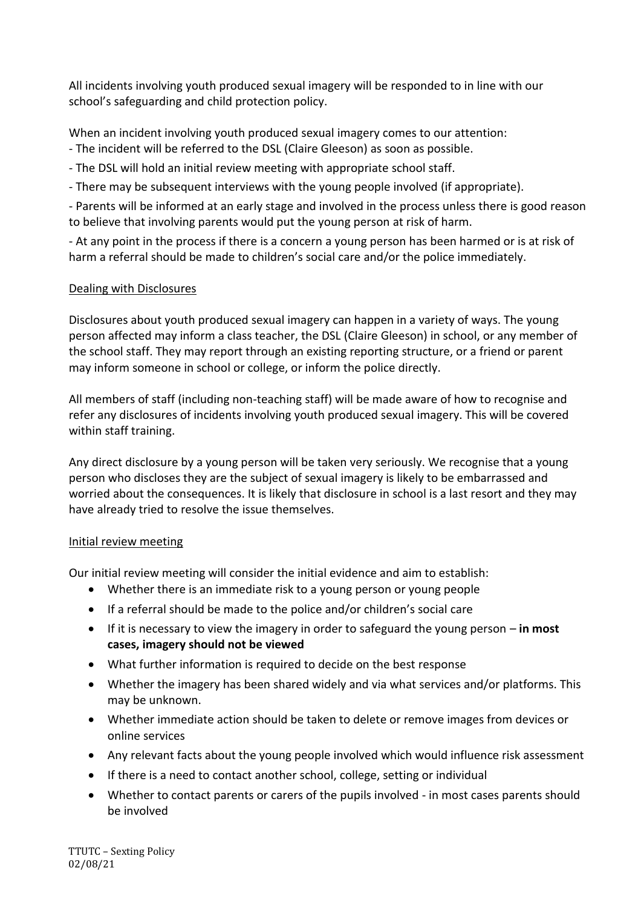All incidents involving youth produced sexual imagery will be responded to in line with our school's safeguarding and child protection policy.

When an incident involving youth produced sexual imagery comes to our attention:
- The incident will be referred to the DSL (Claire Gleeson) as soon as possible.
- The DSL will hold an initial review meeting with appropriate school staff.
- There may be subsequent interviews with the young people involved (if appropriate).
- Parents will be informed at an early stage and involved in the process unless there is good reason to believe that involving parents would put the young person at risk of harm.
- At any point in the process if there is a concern a young person has been harmed or is at risk of harm a referral should be made to children's social care and/or the police immediately.

<u>Dealing with Disclosures</u>

Disclosures about youth produced sexual imagery can happen in a variety of ways. The young person affected may inform a class teacher, the DSL (Claire Gleeson) in school, or any member of the school staff. They may report through an existing reporting structure, or a friend or parent may inform someone in school or college, or inform the police directly.

All members of staff (including non-teaching staff) will be made aware of how to recognise and refer any disclosures of incidents involving youth produced sexual imagery. This will be covered within staff training.

Any direct disclosure by a young person will be taken very seriously. We recognise that a young person who discloses they are the subject of sexual imagery is likely to be embarrassed and worried about the consequences. It is likely that disclosure in school is a last resort and they may have already tried to resolve the issue themselves.

<u>Initial review meeting</u>

Our initial review meeting will consider the initial evidence and aim to establish:

- Whether there is an immediate risk to a young person or young people
- If a referral should be made to the police and/or children's social care
- If it is necessary to view the imagery in order to safeguard the young person – **in most cases, imagery should not be viewed**
- What further information is required to decide on the best response
- Whether the imagery has been shared widely and via what services and/or platforms. This may be unknown.
- Whether immediate action should be taken to delete or remove images from devices or online services
- Any relevant facts about the young people involved which would influence risk assessment
- If there is a need to contact another school, college, setting or individual
- Whether to contact parents or carers of the pupils involved - in most cases parents should be involved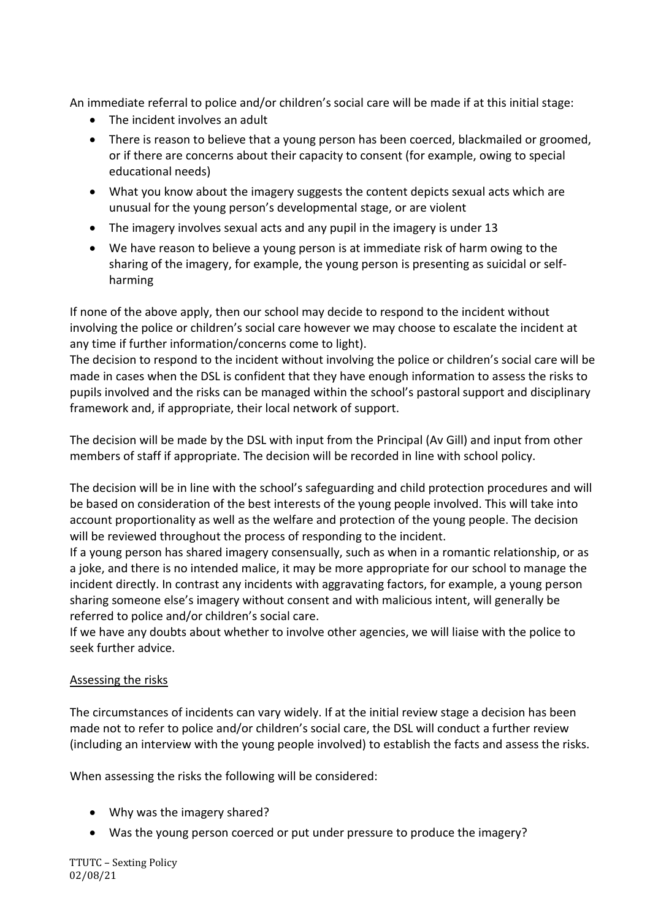An immediate referral to police and/or children's social care will be made if at this initial stage:

- The incident involves an adult
- There is reason to believe that a young person has been coerced, blackmailed or groomed, or if there are concerns about their capacity to consent (for example, owing to special educational needs)
- What you know about the imagery suggests the content depicts sexual acts which are unusual for the young person's developmental stage, or are violent
- The imagery involves sexual acts and any pupil in the imagery is under 13
- We have reason to believe a young person is at immediate risk of harm owing to the sharing of the imagery, for example, the young person is presenting as suicidal or self-harming

If none of the above apply, then our school may decide to respond to the incident without involving the police or children's social care however we may choose to escalate the incident at any time if further information/concerns come to light).

The decision to respond to the incident without involving the police or children's social care will be made in cases when the DSL is confident that they have enough information to assess the risks to pupils involved and the risks can be managed within the school's pastoral support and disciplinary framework and, if appropriate, their local network of support.

The decision will be made by the DSL with input from the Principal (Av Gill) and input from other members of staff if appropriate. The decision will be recorded in line with school policy.

The decision will be in line with the school's safeguarding and child protection procedures and will be based on consideration of the best interests of the young people involved. This will take into account proportionality as well as the welfare and protection of the young people. The decision will be reviewed throughout the process of responding to the incident.

If a young person has shared imagery consensually, such as when in a romantic relationship, or as a joke, and there is no intended malice, it may be more appropriate for our school to manage the incident directly. In contrast any incidents with aggravating factors, for example, a young person sharing someone else's imagery without consent and with malicious intent, will generally be referred to police and/or children's social care.

If we have any doubts about whether to involve other agencies, we will liaise with the police to seek further advice.

<u>Assessing the risks</u>

The circumstances of incidents can vary widely. If at the initial review stage a decision has been made not to refer to police and/or children's social care, the DSL will conduct a further review (including an interview with the young people involved) to establish the facts and assess the risks.

When assessing the risks the following will be considered:

- Why was the imagery shared?
- Was the young person coerced or put under pressure to produce the imagery?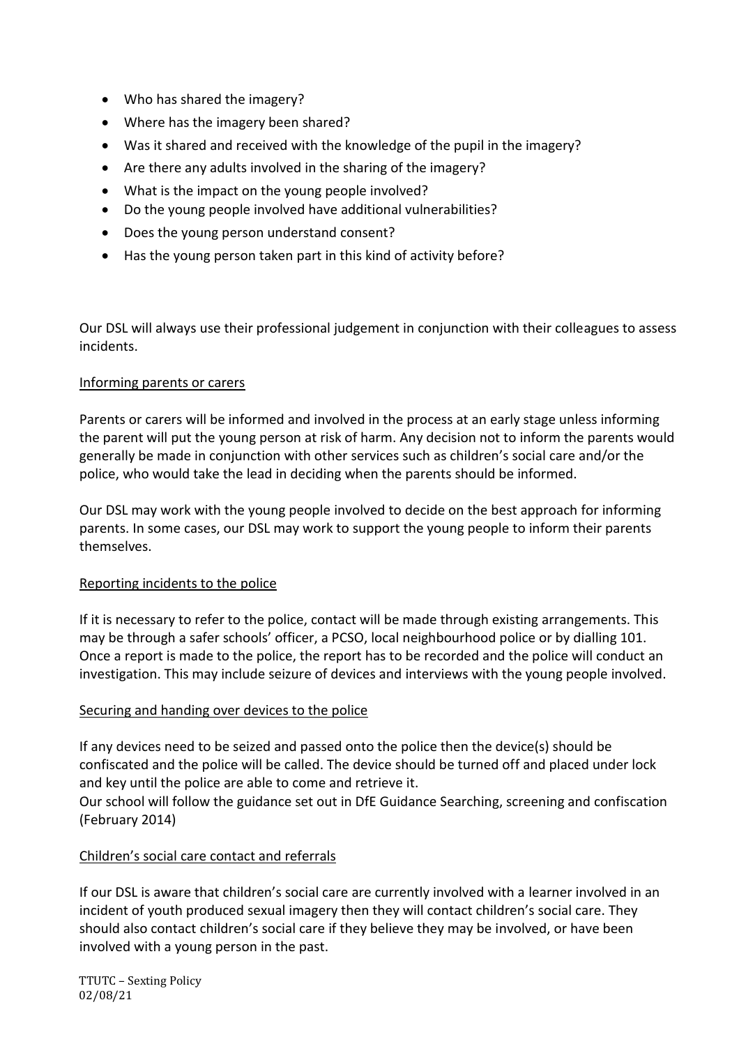- Who has shared the imagery?
- Where has the imagery been shared?
- Was it shared and received with the knowledge of the pupil in the imagery?
- Are there any adults involved in the sharing of the imagery?
- What is the impact on the young people involved?
- Do the young people involved have additional vulnerabilities?
- Does the young person understand consent?
- Has the young person taken part in this kind of activity before?

Our DSL will always use their professional judgement in conjunction with their colleagues to assess incidents.

<u>Informing parents or carers</u>

Parents or carers will be informed and involved in the process at an early stage unless informing the parent will put the young person at risk of harm. Any decision not to inform the parents would generally be made in conjunction with other services such as children's social care and/or the police, who would take the lead in deciding when the parents should be informed.

Our DSL may work with the young people involved to decide on the best approach for informing parents. In some cases, our DSL may work to support the young people to inform their parents themselves.

<u>Reporting incidents to the police</u>

If it is necessary to refer to the police, contact will be made through existing arrangements. This may be through a safer schools' officer, a PCSO, local neighbourhood police or by dialling 101. Once a report is made to the police, the report has to be recorded and the police will conduct an investigation. This may include seizure of devices and interviews with the young people involved.

<u>Securing and handing over devices to the police</u>

If any devices need to be seized and passed onto the police then the device(s) should be confiscated and the police will be called. The device should be turned off and placed under lock and key until the police are able to come and retrieve it.
Our school will follow the guidance set out in DfE Guidance Searching, screening and confiscation (February 2014)

<u>Children's social care contact and referrals</u>

If our DSL is aware that children's social care are currently involved with a learner involved in an incident of youth produced sexual imagery then they will contact children's social care. They should also contact children's social care if they believe they may be involved, or have been involved with a young person in the past.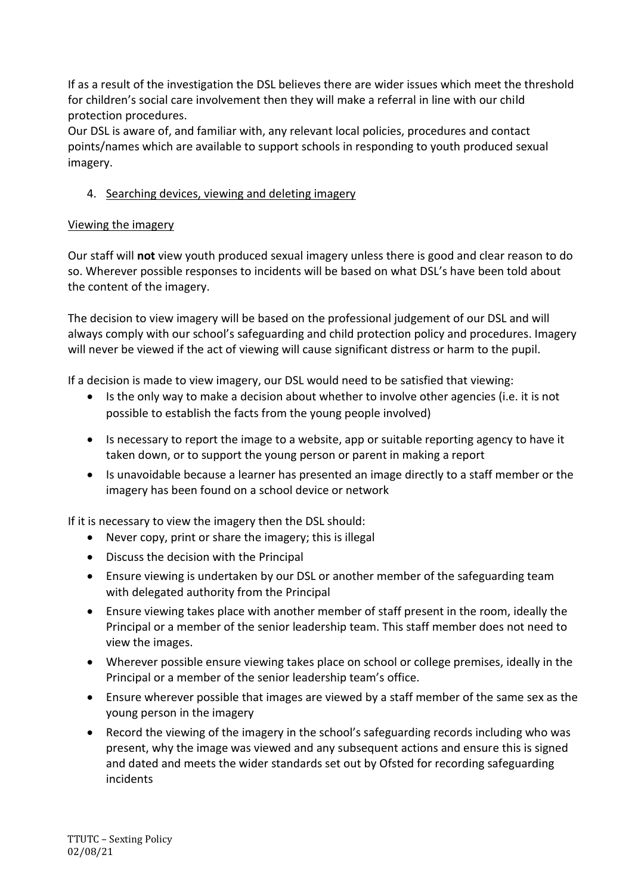If as a result of the investigation the DSL believes there are wider issues which meet the threshold for children's social care involvement then they will make a referral in line with our child protection procedures.
Our DSL is aware of, and familiar with, any relevant local policies, procedures and contact points/names which are available to support schools in responding to youth produced sexual imagery.

4. Searching devices, viewing and deleting imagery

Viewing the imagery

Our staff will **not** view youth produced sexual imagery unless there is good and clear reason to do so. Wherever possible responses to incidents will be based on what DSL's have been told about the content of the imagery.

The decision to view imagery will be based on the professional judgement of our DSL and will always comply with our school's safeguarding and child protection policy and procedures. Imagery will never be viewed if the act of viewing will cause significant distress or harm to the pupil.

If a decision is made to view imagery, our DSL would need to be satisfied that viewing:

- Is the only way to make a decision about whether to involve other agencies (i.e. it is not possible to establish the facts from the young people involved)
- Is necessary to report the image to a website, app or suitable reporting agency to have it taken down, or to support the young person or parent in making a report
- Is unavoidable because a learner has presented an image directly to a staff member or the imagery has been found on a school device or network

If it is necessary to view the imagery then the DSL should:

- Never copy, print or share the imagery; this is illegal
- Discuss the decision with the Principal
- Ensure viewing is undertaken by our DSL or another member of the safeguarding team with delegated authority from the Principal
- Ensure viewing takes place with another member of staff present in the room, ideally the Principal or a member of the senior leadership team. This staff member does not need to view the images.
- Wherever possible ensure viewing takes place on school or college premises, ideally in the Principal or a member of the senior leadership team's office.
- Ensure wherever possible that images are viewed by a staff member of the same sex as the young person in the imagery
- Record the viewing of the imagery in the school's safeguarding records including who was present, why the image was viewed and any subsequent actions and ensure this is signed and dated and meets the wider standards set out by Ofsted for recording safeguarding incidents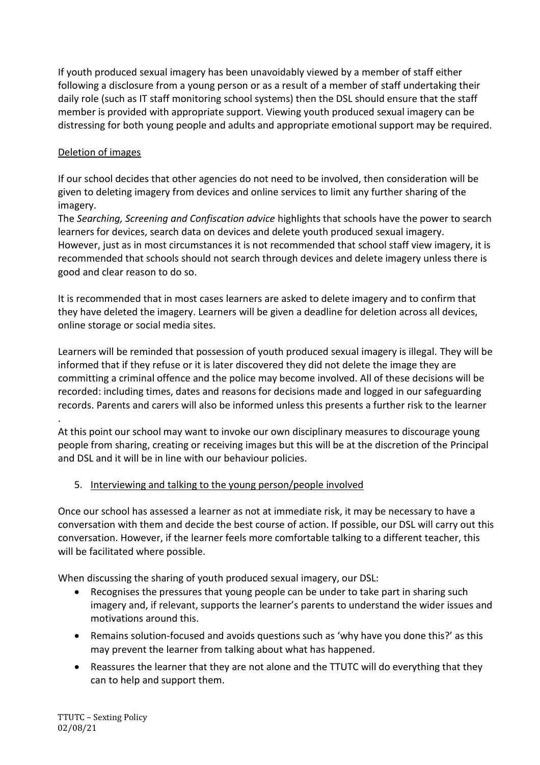If youth produced sexual imagery has been unavoidably viewed by a member of staff either following a disclosure from a young person or as a result of a member of staff undertaking their daily role (such as IT staff monitoring school systems) then the DSL should ensure that the staff member is provided with appropriate support. Viewing youth produced sexual imagery can be distressing for both young people and adults and appropriate emotional support may be required.

Deletion of images

If our school decides that other agencies do not need to be involved, then consideration will be given to deleting imagery from devices and online services to limit any further sharing of the imagery.

The *Searching, Screening and Confiscation advice* highlights that schools have the power to search learners for devices, search data on devices and delete youth produced sexual imagery. However, just as in most circumstances it is not recommended that school staff view imagery, it is recommended that schools should not search through devices and delete imagery unless there is good and clear reason to do so.

It is recommended that in most cases learners are asked to delete imagery and to confirm that they have deleted the imagery. Learners will be given a deadline for deletion across all devices, online storage or social media sites.

Learners will be reminded that possession of youth produced sexual imagery is illegal. They will be informed that if they refuse or it is later discovered they did not delete the image they are committing a criminal offence and the police may become involved. All of these decisions will be recorded: including times, dates and reasons for decisions made and logged in our safeguarding records. Parents and carers will also be informed unless this presents a further risk to the learner

.
At this point our school may want to invoke our own disciplinary measures to discourage young people from sharing, creating or receiving images but this will be at the discretion of the Principal and DSL and it will be in line with our behaviour policies.

5. Interviewing and talking to the young person/people involved

Once our school has assessed a learner as not at immediate risk, it may be necessary to have a conversation with them and decide the best course of action. If possible, our DSL will carry out this conversation. However, if the learner feels more comfortable talking to a different teacher, this will be facilitated where possible.

When discussing the sharing of youth produced sexual imagery, our DSL:

- Recognises the pressures that young people can be under to take part in sharing such imagery and, if relevant, supports the learner's parents to understand the wider issues and motivations around this.
- Remains solution-focused and avoids questions such as 'why have you done this?' as this may prevent the learner from talking about what has happened.
- Reassures the learner that they are not alone and the TTUTC will do everything that they can to help and support them.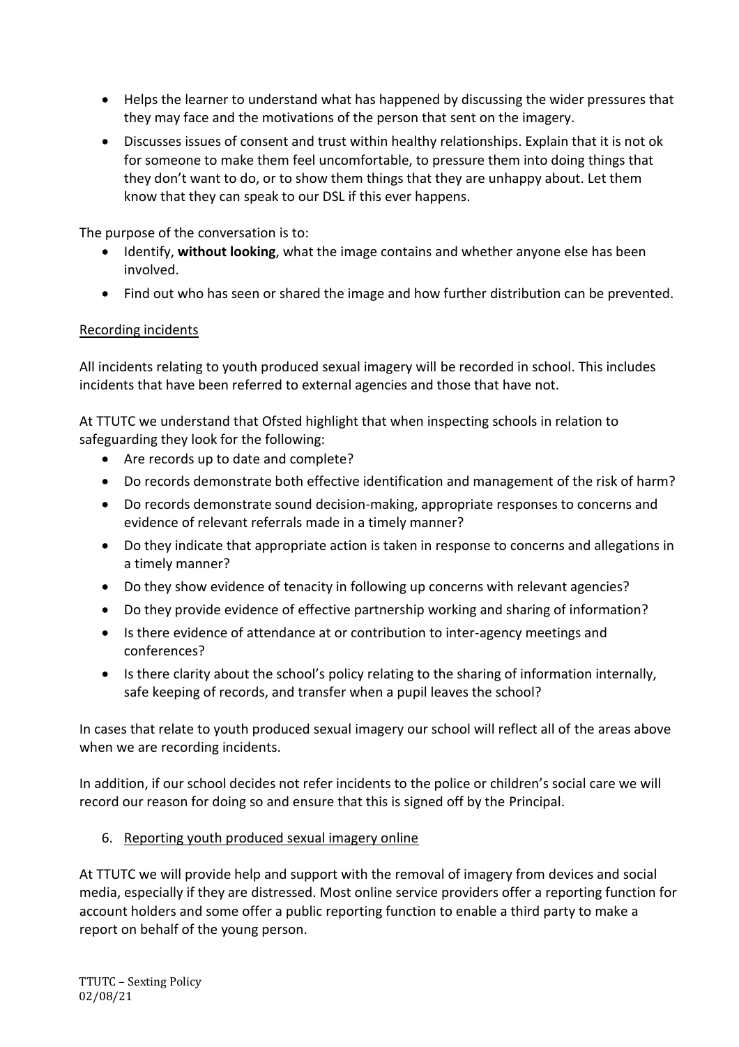- Helps the learner to understand what has happened by discussing the wider pressures that they may face and the motivations of the person that sent on the imagery.
- Discusses issues of consent and trust within healthy relationships. Explain that it is not ok for someone to make them feel uncomfortable, to pressure them into doing things that they don't want to do, or to show them things that they are unhappy about. Let them know that they can speak to our DSL if this ever happens.

The purpose of the conversation is to:

- Identify, **without looking**, what the image contains and whether anyone else has been involved.
- Find out who has seen or shared the image and how further distribution can be prevented.

Recording incidents

All incidents relating to youth produced sexual imagery will be recorded in school. This includes incidents that have been referred to external agencies and those that have not.

At TTUTC we understand that Ofsted highlight that when inspecting schools in relation to safeguarding they look for the following:

- Are records up to date and complete?
- Do records demonstrate both effective identification and management of the risk of harm?
- Do records demonstrate sound decision-making, appropriate responses to concerns and evidence of relevant referrals made in a timely manner?
- Do they indicate that appropriate action is taken in response to concerns and allegations in a timely manner?
- Do they show evidence of tenacity in following up concerns with relevant agencies?
- Do they provide evidence of effective partnership working and sharing of information?
- Is there evidence of attendance at or contribution to inter-agency meetings and conferences?
- Is there clarity about the school's policy relating to the sharing of information internally, safe keeping of records, and transfer when a pupil leaves the school?

In cases that relate to youth produced sexual imagery our school will reflect all of the areas above when we are recording incidents.

In addition, if our school decides not refer incidents to the police or children's social care we will record our reason for doing so and ensure that this is signed off by the Principal.

6. Reporting youth produced sexual imagery online

At TTUTC we will provide help and support with the removal of imagery from devices and social media, especially if they are distressed. Most online service providers offer a reporting function for account holders and some offer a public reporting function to enable a third party to make a report on behalf of the young person.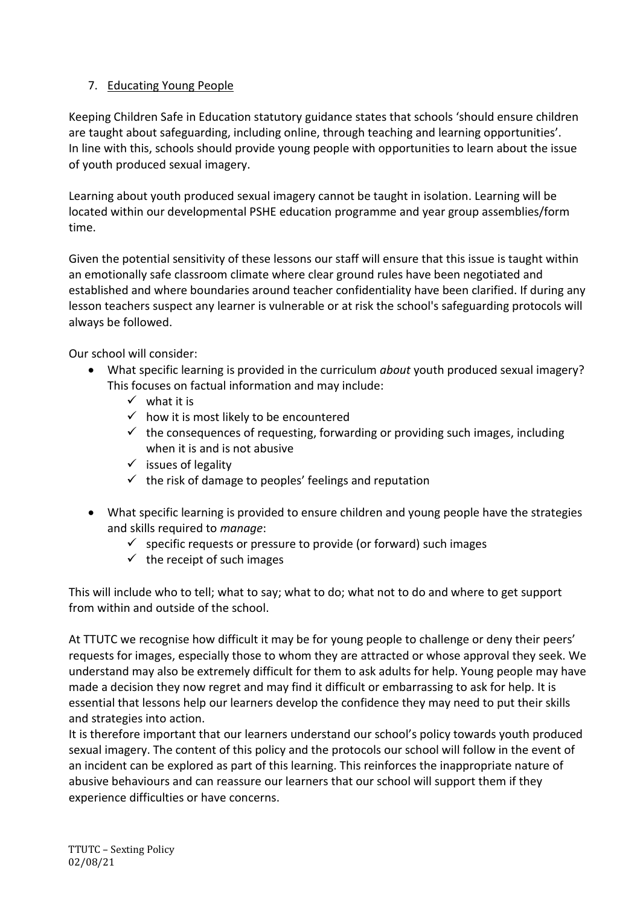## 7. Educating Young People

Keeping Children Safe in Education statutory guidance states that schools 'should ensure children are taught about safeguarding, including online, through teaching and learning opportunities'. In line with this, schools should provide young people with opportunities to learn about the issue of youth produced sexual imagery.

Learning about youth produced sexual imagery cannot be taught in isolation. Learning will be located within our developmental PSHE education programme and year group assemblies/form time.

Given the potential sensitivity of these lessons our staff will ensure that this issue is taught within an emotionally safe classroom climate where clear ground rules have been negotiated and established and where boundaries around teacher confidentiality have been clarified. If during any lesson teachers suspect any learner is vulnerable or at risk the school's safeguarding protocols will always be followed.

Our school will consider:

- What specific learning is provided in the curriculum *about* youth produced sexual imagery? This focuses on factual information and may include:
  - ✓ what it is
  - ✓ how it is most likely to be encountered
  - ✓ the consequences of requesting, forwarding or providing such images, including when it is and is not abusive
  - ✓ issues of legality
  - ✓ the risk of damage to peoples' feelings and reputation
- What specific learning is provided to ensure children and young people have the strategies and skills required to *manage*:
  - ✓ specific requests or pressure to provide (or forward) such images
  - ✓ the receipt of such images

This will include who to tell; what to say; what to do; what not to do and where to get support from within and outside of the school.

At TTUTC we recognise how difficult it may be for young people to challenge or deny their peers' requests for images, especially those to whom they are attracted or whose approval they seek. We understand may also be extremely difficult for them to ask adults for help. Young people may have made a decision they now regret and may find it difficult or embarrassing to ask for help. It is essential that lessons help our learners develop the confidence they may need to put their skills and strategies into action.

It is therefore important that our learners understand our school's policy towards youth produced sexual imagery. The content of this policy and the protocols our school will follow in the event of an incident can be explored as part of this learning. This reinforces the inappropriate nature of abusive behaviours and can reassure our learners that our school will support them if they experience difficulties or have concerns.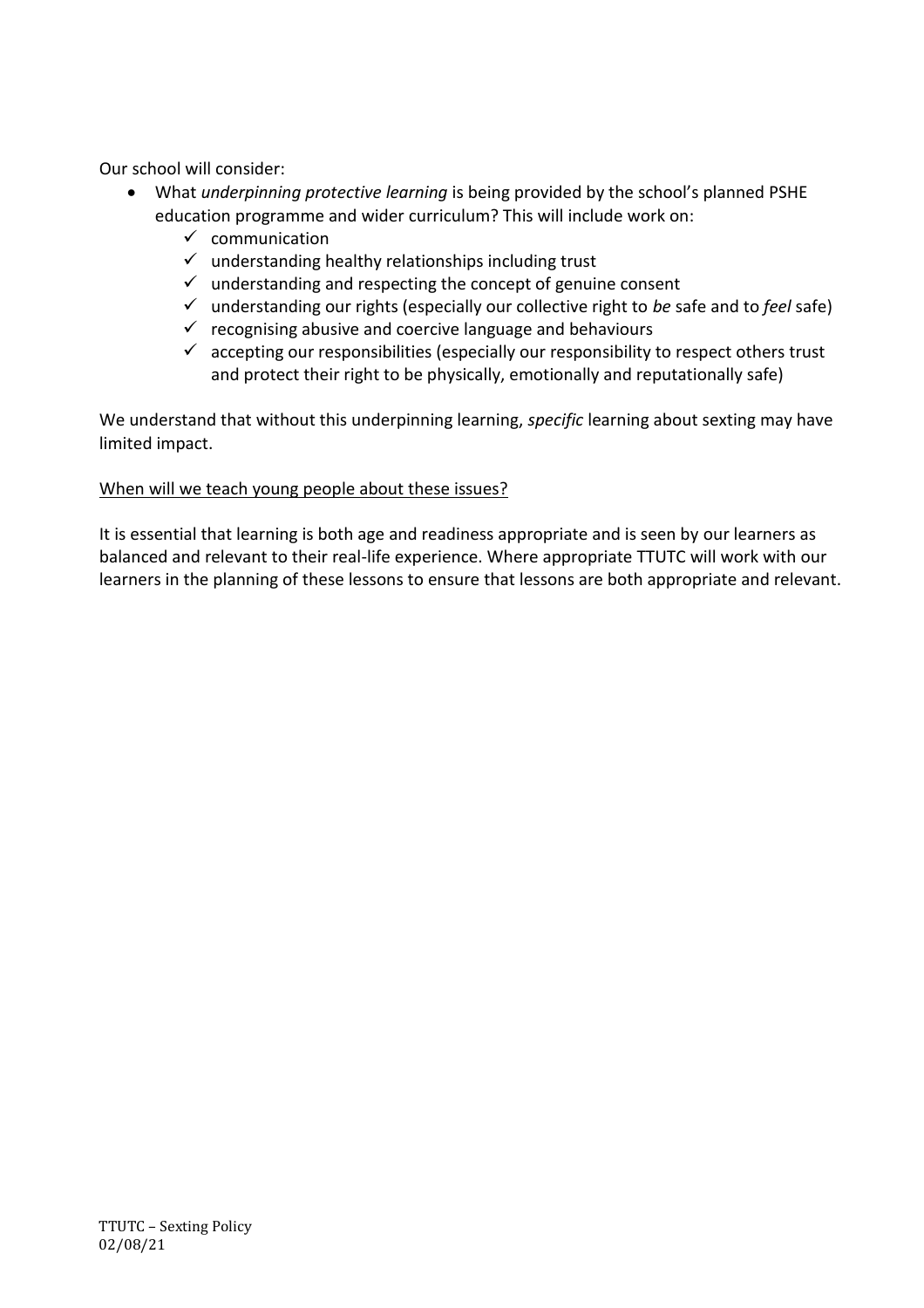Our school will consider:

- What *underpinning protective learning* is being provided by the school's planned PSHE education programme and wider curriculum? This will include work on:
  - ✓ communication
  - ✓ understanding healthy relationships including trust
  - ✓ understanding and respecting the concept of genuine consent
  - ✓ understanding our rights (especially our collective right to *be* safe and to *feel* safe)
  - ✓ recognising abusive and coercive language and behaviours
  - ✓ accepting our responsibilities (especially our responsibility to respect others trust and protect their right to be physically, emotionally and reputationally safe)

We understand that without this underpinning learning, *specific* learning about sexting may have limited impact.

<u>When will we teach young people about these issues?</u>

It is essential that learning is both age and readiness appropriate and is seen by our learners as balanced and relevant to their real-life experience. Where appropriate TTUTC will work with our learners in the planning of these lessons to ensure that lessons are both appropriate and relevant.